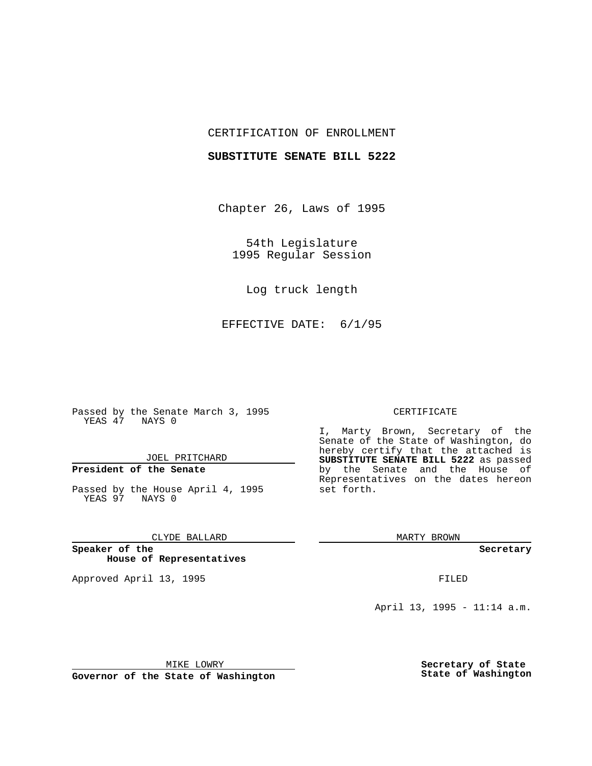CERTIFICATION OF ENROLLMENT

**SUBSTITUTE SENATE BILL 5222**

Chapter 26, Laws of 1995

54th Legislature
1995 Regular Session

Log truck length

EFFECTIVE DATE: 6/1/95

Passed by the Senate March 3, 1995
YEAS 47 NAYS 0

JOEL PRITCHARD

**President of the Senate**

Passed by the House April 4, 1995
YEAS 97 NAYS 0

CLYDE BALLARD

**Speaker of the House of Representatives**

Approved April 13, 1995

MIKE LOWRY

**Governor of the State of Washington**

CERTIFICATE

I, Marty Brown, Secretary of the Senate of the State of Washington, do hereby certify that the attached is **SUBSTITUTE SENATE BILL 5222** as passed by the Senate and the House of Representatives on the dates hereon set forth.

MARTY BROWN

**Secretary**

FILED

April 13, 1995 - 11:14 a.m.

**Secretary of State**
**State of Washington**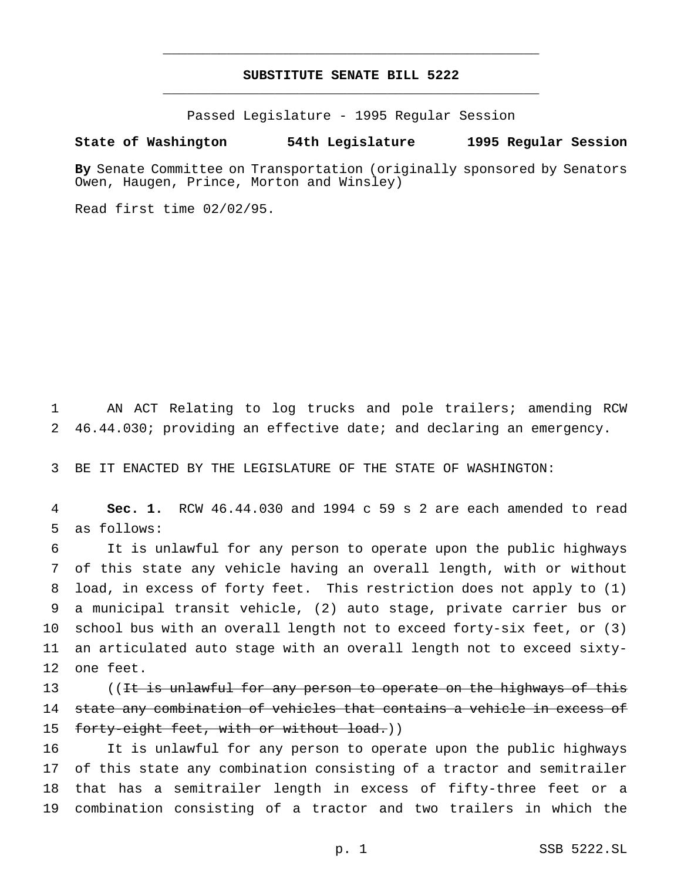**SUBSTITUTE SENATE BILL 5222**

Passed Legislature - 1995 Regular Session

**State of Washington 54th Legislature 1995 Regular Session**

**By** Senate Committee on Transportation (originally sponsored by Senators Owen, Haugen, Prince, Morton and Winsley)

Read first time 02/02/95.

AN ACT Relating to log trucks and pole trailers; amending RCW 46.44.030; providing an effective date; and declaring an emergency.

BE IT ENACTED BY THE LEGISLATURE OF THE STATE OF WASHINGTON:

**Sec. 1.** RCW 46.44.030 and 1994 c 59 s 2 are each amended to read as follows:

It is unlawful for any person to operate upon the public highways of this state any vehicle having an overall length, with or without load, in excess of forty feet. This restriction does not apply to (1) a municipal transit vehicle, (2) auto stage, private carrier bus or school bus with an overall length not to exceed forty-six feet, or (3) an articulated auto stage with an overall length not to exceed sixty-one feet.

((~~It is unlawful for any person to operate on the highways of this state any combination of vehicles that contains a vehicle in excess of forty-eight feet, with or without load.~~))

It is unlawful for any person to operate upon the public highways of this state any combination consisting of a tractor and semitrailer that has a semitrailer length in excess of fifty-three feet or a combination consisting of a tractor and two trailers in which the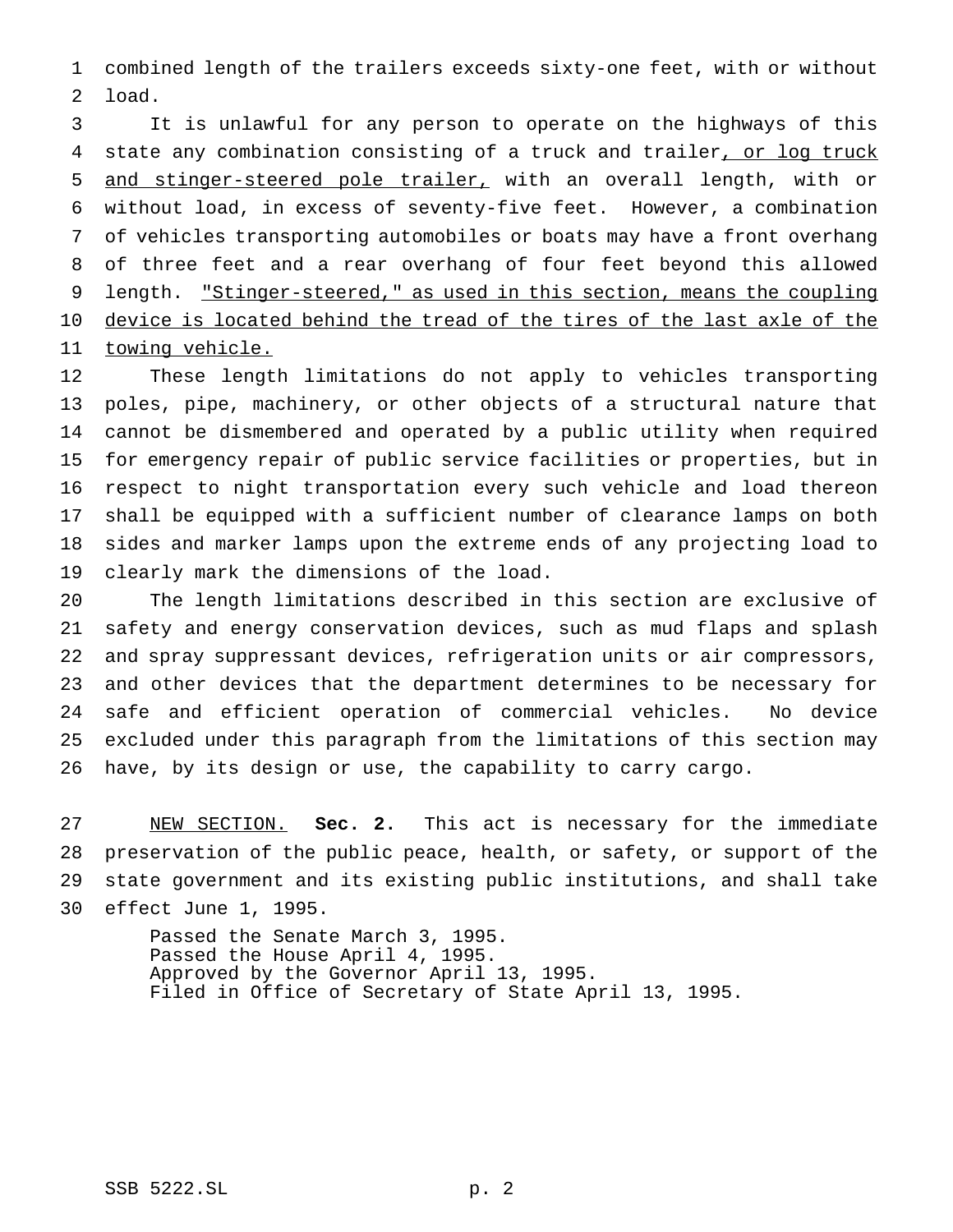combined length of the trailers exceeds sixty-one feet, with or without load.

It is unlawful for any person to operate on the highways of this state any combination consisting of a truck and trailer, or log truck and stinger-steered pole trailer, with an overall length, with or without load, in excess of seventy-five feet. However, a combination of vehicles transporting automobiles or boats may have a front overhang of three feet and a rear overhang of four feet beyond this allowed length. "Stinger-steered," as used in this section, means the coupling device is located behind the tread of the tires of the last axle of the towing vehicle.

These length limitations do not apply to vehicles transporting poles, pipe, machinery, or other objects of a structural nature that cannot be dismembered and operated by a public utility when required for emergency repair of public service facilities or properties, but in respect to night transportation every such vehicle and load thereon shall be equipped with a sufficient number of clearance lamps on both sides and marker lamps upon the extreme ends of any projecting load to clearly mark the dimensions of the load.

The length limitations described in this section are exclusive of safety and energy conservation devices, such as mud flaps and splash and spray suppressant devices, refrigeration units or air compressors, and other devices that the department determines to be necessary for safe and efficient operation of commercial vehicles. No device excluded under this paragraph from the limitations of this section may have, by its design or use, the capability to carry cargo.

NEW SECTION. **Sec. 2.** This act is necessary for the immediate preservation of the public peace, health, or safety, or support of the state government and its existing public institutions, and shall take effect June 1, 1995.

Passed the Senate March 3, 1995.
Passed the House April 4, 1995.
Approved by the Governor April 13, 1995.
Filed in Office of Secretary of State April 13, 1995.